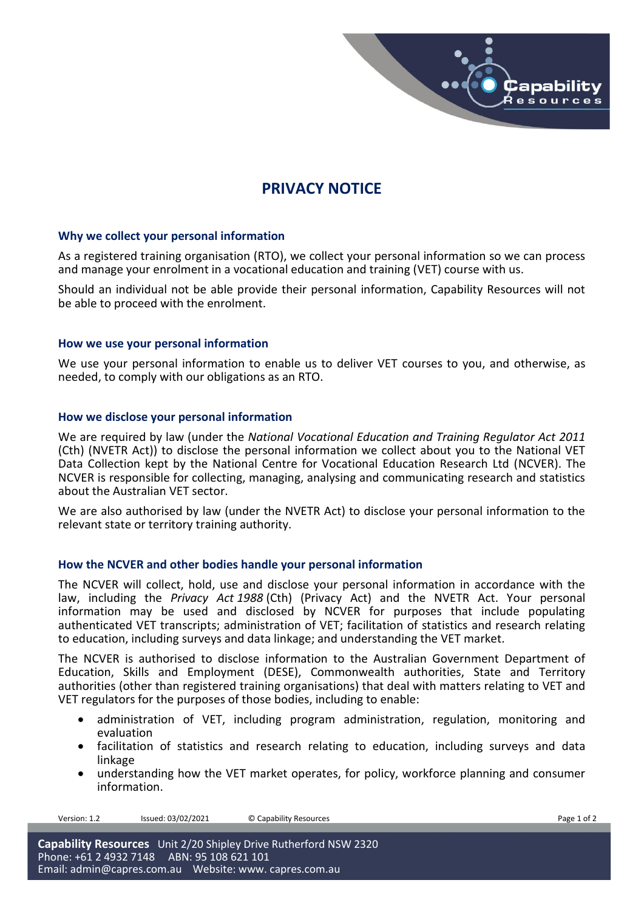# PRIVACY NOTICE

## Why we collect your personal information

As a registered training organisation (RTO), we collect your personal information so we can process and manage your enrolment in a vocational education and training (VET) course with us.

Should an individual not be able provide their personal information, Capability Resources will not be able to proceed with the enrolment.

## How we use your personal information

We use your personal information to enable us to deliver VET courses to you, and otherwise, as needed, to comply with our obligations as an RTO.

## How we disclose your personal information

We are required by law (under the *National Vocational Education and Training Regulator Act 2011* (Cth) (NVETR Act)) to disclose the personal information we collect about you to the National VET Data Collection kept by the National Centre for Vocational Education Research Ltd (NCVER). The NCVER is responsible for collecting, managing, analysing and communicating research and statistics about the Australian VET sector.

We are also authorised by law (under the NVETR Act) to disclose your personal information to the relevant state or territory training authority.

## How the NCVER and other bodies handle your personal information

The NCVER will collect, hold, use and disclose your personal information in accordance with the law, including the *Privacy Act 1988* (Cth) (Privacy Act) and the NVETR Act. Your personal information may be used and disclosed by NCVER for purposes that include populating authenticated VET transcripts; administration of VET; facilitation of statistics and research relating to education, including surveys and data linkage; and understanding the VET market.

The NCVER is authorised to disclose information to the Australian Government Department of Education, Skills and Employment (DESE), Commonwealth authorities, State and Territory authorities (other than registered training organisations) that deal with matters relating to VET and VET regulators for the purposes of those bodies, including to enable:

- administration of VET, including program administration, regulation, monitoring and evaluation
- facilitation of statistics and research relating to education, including surveys and data linkage
- understanding how the VET market operates, for policy, workforce planning and consumer information.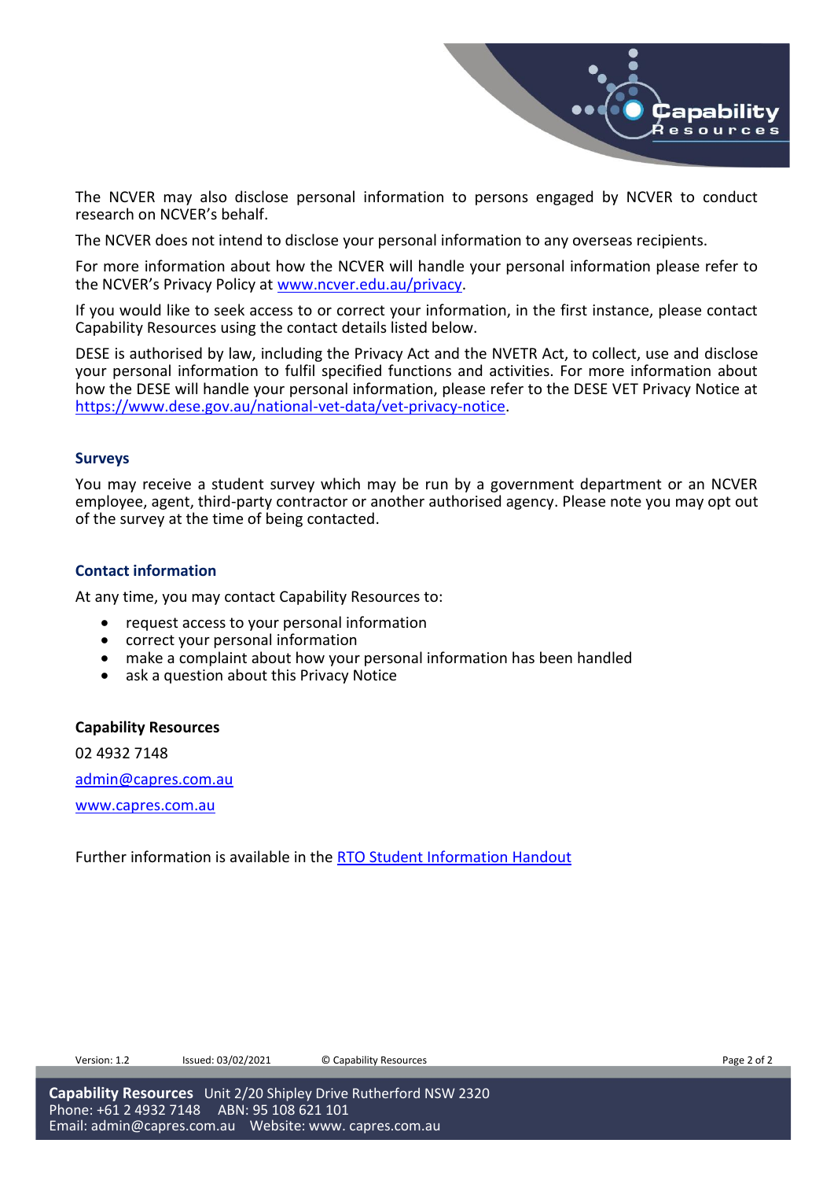The NCVER may also disclose personal information to persons engaged by NCVER to conduct research on NCVER's behalf.

The NCVER does not intend to disclose your personal information to any overseas recipients.

For more information about how the NCVER will handle your personal information please refer to the NCVER's Privacy Policy at [www.ncver.edu.au/privacy](www.ncver.edu.au/privacy).

If you would like to seek access to or correct your information, in the first instance, please contact Capability Resources using the contact details listed below.

DESE is authorised by law, including the Privacy Act and the NVETR Act, to collect, use and disclose your personal information to fulfil specified functions and activities. For more information about how the DESE will handle your personal information, please refer to the DESE VET Privacy Notice at [https://www.dese.gov.au/national-vet-data/vet-privacy-notice](https://www.dese.gov.au/national-vet-data/vet-privacy-notice).

### Surveys

You may receive a student survey which may be run by a government department or an NCVER employee, agent, third-party contractor or another authorised agency. Please note you may opt out of the survey at the time of being contacted.

### Contact information

At any time, you may contact Capability Resources to:

- request access to your personal information
- correct your personal information
- make a complaint about how your personal information has been handled
- ask a question about this Privacy Notice

**Capability Resources**

02 4932 7148

[admin@capres.com.au](mailto:admin@capres.com.au)

[www.capres.com.au](www.capres.com.au)

Further information is available in the [RTO Student Information Handout]()